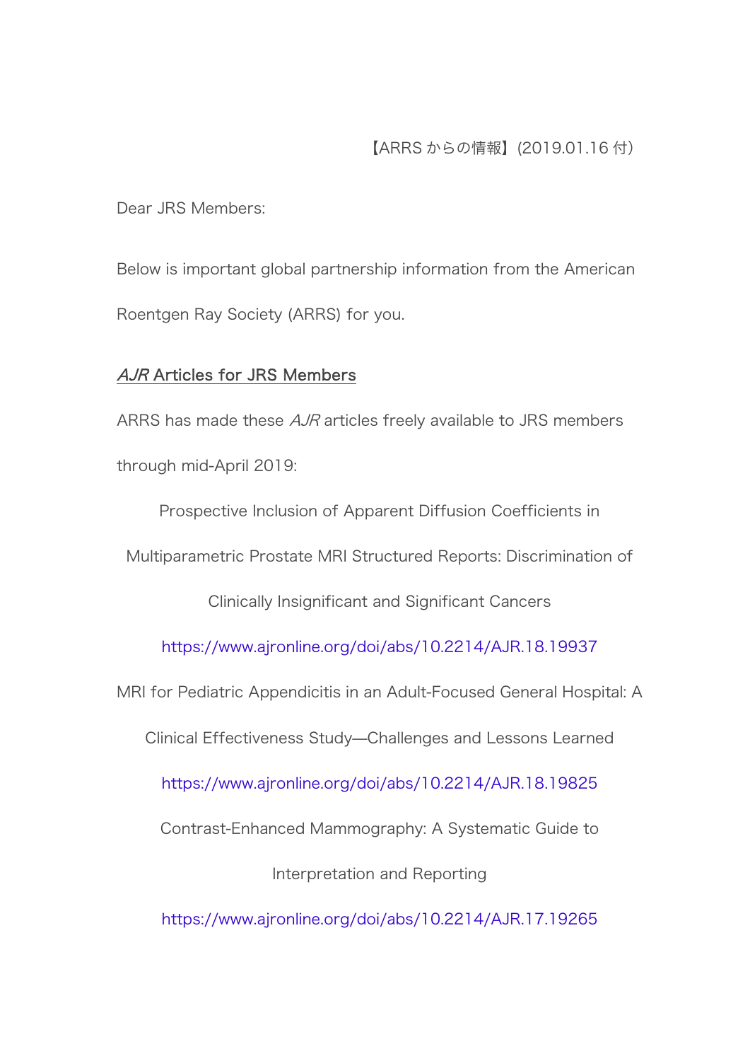【ARRS からの情報】(2019.01.16 付)

Dear JRS Members:

Below is important global partnership information from the American Roentgen Ray Society (ARRS) for you.

## *AJR* Articles for JRS Members

ARRS has made these *AJR* articles freely available to JRS members through mid-April 2019:

Prospective Inclusion of Apparent Diffusion Coefficients in Multiparametric Prostate MRI Structured Reports: Discrimination of Clinically Insignificant and Significant Cancers

https://www.ajronline.org/doi/abs/10.2214/AJR.18.19937

MRI for Pediatric Appendicitis in an Adult-Focused General Hospital: A Clinical Effectiveness Study—Challenges and Lessons Learned

https://www.ajronline.org/doi/abs/10.2214/AJR.18.19825

Contrast-Enhanced Mammography: A Systematic Guide to Interpretation and Reporting

https://www.ajronline.org/doi/abs/10.2214/AJR.17.19265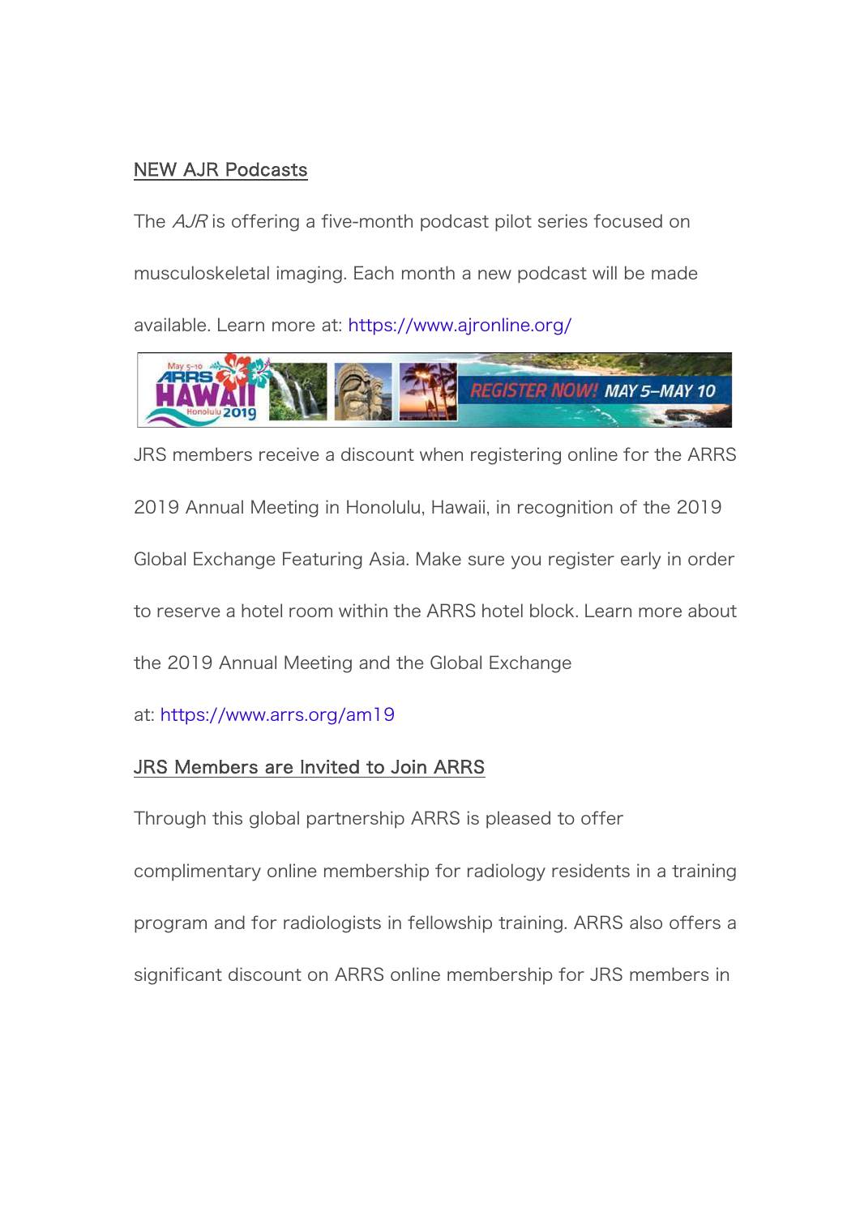NEW AJR Podcasts

The *AJR* is offering a five-month podcast pilot series focused on musculoskeletal imaging. Each month a new podcast will be made available. Learn more at: https://www.ajronline.org/

JRS members receive a discount when registering online for the ARRS 2019 Annual Meeting in Honolulu, Hawaii, in recognition of the 2019 Global Exchange Featuring Asia. Make sure you register early in order to reserve a hotel room within the ARRS hotel block. Learn more about the 2019 Annual Meeting and the Global Exchange at: https://www.arrs.org/am19

JRS Members are Invited to Join ARRS

Through this global partnership ARRS is pleased to offer complimentary online membership for radiology residents in a training program and for radiologists in fellowship training. ARRS also offers a significant discount on ARRS online membership for JRS members in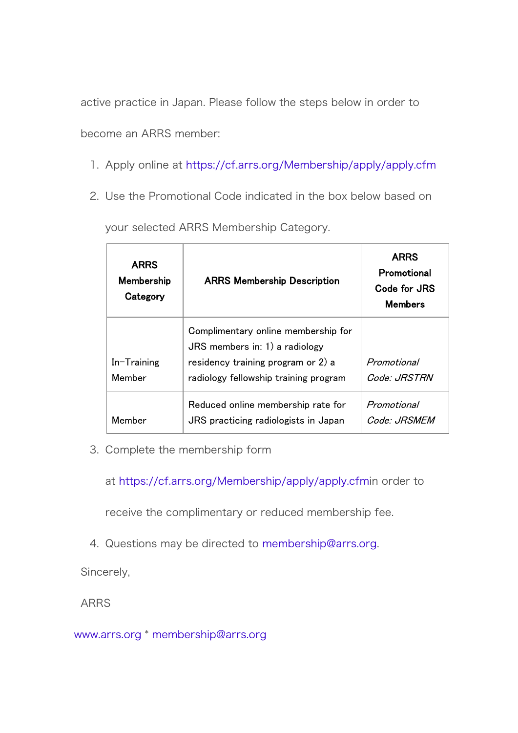active practice in Japan. Please follow the steps below in order to become an ARRS member:

1. Apply online at https://cf.arrs.org/Membership/apply/apply.cfm
2. Use the Promotional Code indicated in the box below based on your selected ARRS Membership Category.

| **ARRS Membership Category** | **ARRS Membership Description** | **ARRS Promotional Code for JRS Members** |
|---|---|---|
| In-Training Member | Complimentary online membership for JRS members in: 1) a radiology residency training program or 2) a radiology fellowship training program | *Promotional Code: JRSTRN* |
| Member | Reduced online membership rate for JRS practicing radiologists in Japan | *Promotional Code: JRSMEM* |

3. Complete the membership form at https://cf.arrs.org/Membership/apply/apply.cfmin order to receive the complimentary or reduced membership fee.
4. Questions may be directed to membership@arrs.org.

Sincerely,

ARRS

www.arrs.org * membership@arrs.org